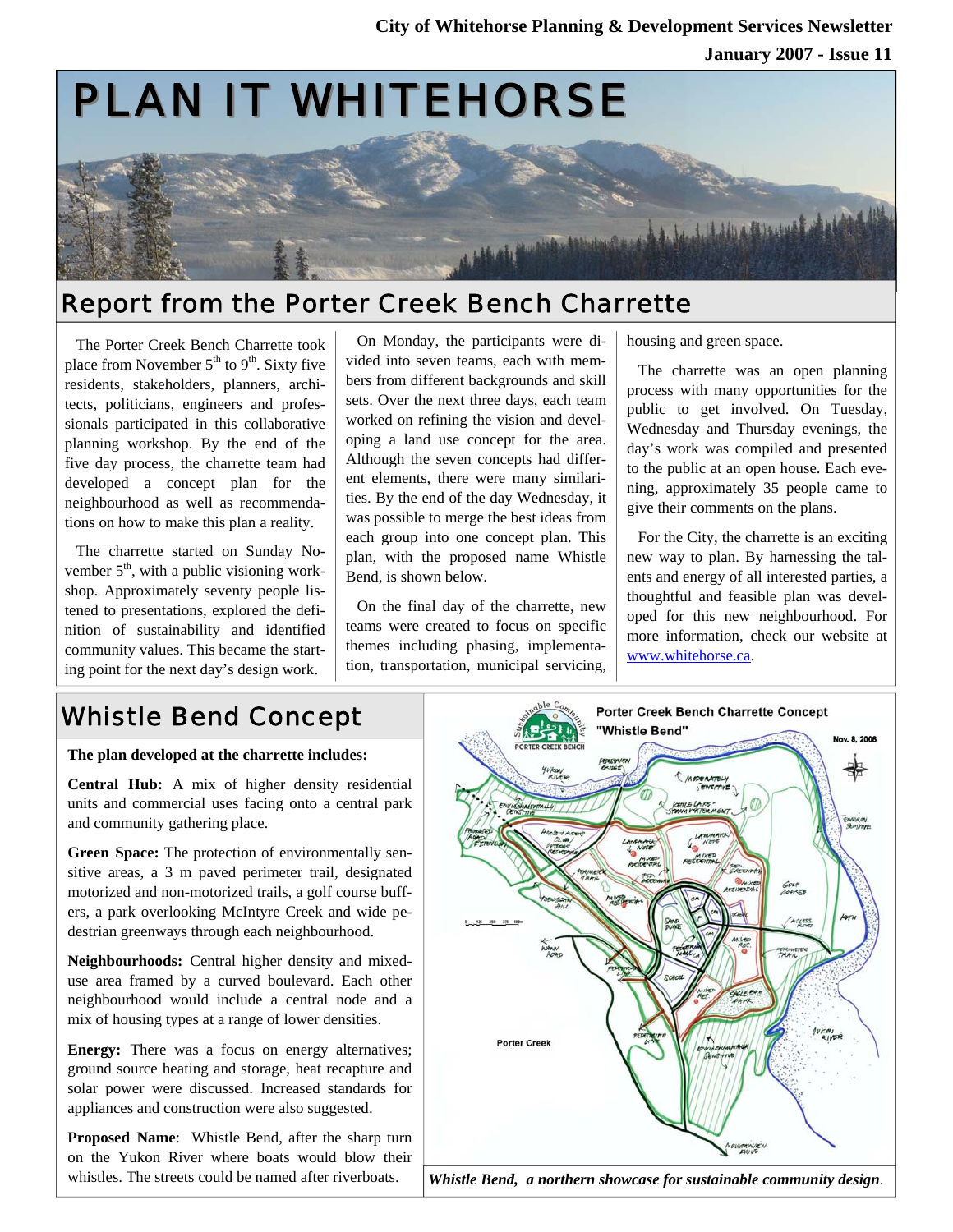City of Whitehorse Planning & Development Services Newsletter

January 2007 - Issue 11

# PLAN IT WHITEHORSE

## Report from the Porter Creek Bench Charrette

The Porter Creek Bench Charrette took place from November 5th to 9th. Sixty five residents, stakeholders, planners, architects, politicians, engineers and professionals participated in this collaborative planning workshop. By the end of the five day process, the charrette team had developed a concept plan for the neighbourhood as well as recommendations on how to make this plan a reality.

The charrette started on Sunday November 5th, with a public visioning workshop. Approximately seventy people listened to presentations, explored the definition of sustainability and identified community values. This became the starting point for the next day's design work.

On Monday, the participants were divided into seven teams, each with members from different backgrounds and skill sets. Over the next three days, each team worked on refining the vision and developing a land use concept for the area. Although the seven concepts had different elements, there were many similarities. By the end of the day Wednesday, it was possible to merge the best ideas from each group into one concept plan. This plan, with the proposed name Whistle Bend, is shown below.

On the final day of the charrette, new teams were created to focus on specific themes including phasing, implementation, transportation, municipal servicing, housing and green space.

The charrette was an open planning process with many opportunities for the public to get involved. On Tuesday, Wednesday and Thursday evenings, the day's work was compiled and presented to the public at an open house. Each evening, approximately 35 people came to give their comments on the plans.

For the City, the charrette is an exciting new way to plan. By harnessing the talents and energy of all interested parties, a thoughtful and feasible plan was developed for this new neighbourhood. For more information, check our website at www.whitehorse.ca.

## Whistle Bend Concept

**The plan developed at the charrette includes:**

**Central Hub:** A mix of higher density residential units and commercial uses facing onto a central park and community gathering place.

**Green Space:** The protection of environmentally sensitive areas, a 3 m paved perimeter trail, designated motorized and non-motorized trails, a golf course buffers, a park overlooking McIntyre Creek and wide pedestrian greenways through each neighbourhood.

**Neighbourhoods:** Central higher density and mixed-use area framed by a curved boulevard. Each other neighbourhood would include a central node and a mix of housing types at a range of lower densities.

**Energy:** There was a focus on energy alternatives; ground source heating and storage, heat recapture and solar power were discussed. Increased standards for appliances and construction were also suggested.

**Proposed Name**: Whistle Bend, after the sharp turn on the Yukon River where boats would blow their whistles. The streets could be named after riverboats.

*Whistle Bend, a northern showcase for sustainable community design*.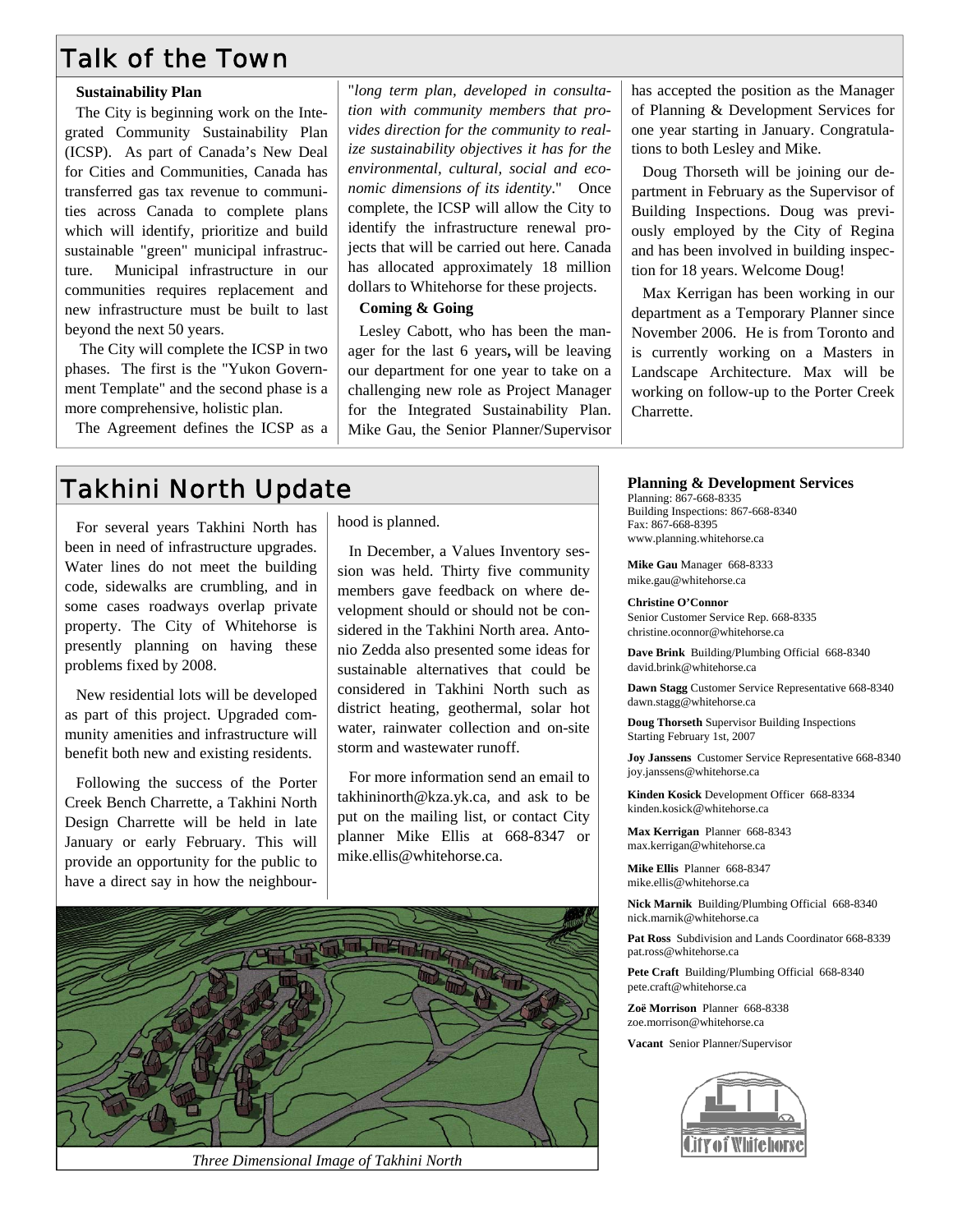# Talk of the Town

### Sustainability Plan

The City is beginning work on the Integrated Community Sustainability Plan (ICSP). As part of Canada's New Deal for Cities and Communities, Canada has transferred gas tax revenue to communities across Canada to complete plans which will identify, prioritize and build sustainable "green" municipal infrastructure. Municipal infrastructure in our communities requires replacement and new infrastructure must be built to last beyond the next 50 years.

The City will complete the ICSP in two phases. The first is the "Yukon Government Template" and the second phase is a more comprehensive, holistic plan.

The Agreement defines the ICSP as a "*long term plan, developed in consultation with community members that provides direction for the community to realize sustainability objectives it has for the environmental, cultural, social and economic dimensions of its identity*." Once complete, the ICSP will allow the City to identify the infrastructure renewal projects that will be carried out here. Canada has allocated approximately 18 million dollars to Whitehorse for these projects.

### Coming & Going

Lesley Cabott, who has been the manager for the last 6 years**,** will be leaving our department for one year to take on a challenging new role as Project Manager for the Integrated Sustainability Plan. Mike Gau, the Senior Planner/Supervisor has accepted the position as the Manager of Planning & Development Services for one year starting in January. Congratulations to both Lesley and Mike.

Doug Thorseth will be joining our department in February as the Supervisor of Building Inspections. Doug was previously employed by the City of Regina and has been involved in building inspection for 18 years. Welcome Doug!

Max Kerrigan has been working in our department as a Temporary Planner since November 2006. He is from Toronto and is currently working on a Masters in Landscape Architecture. Max will be working on follow-up to the Porter Creek Charrette.

# Takhini North Update

For several years Takhini North has been in need of infrastructure upgrades. Water lines do not meet the building code, sidewalks are crumbling, and in some cases roadways overlap private property. The City of Whitehorse is presently planning on having these problems fixed by 2008.

New residential lots will be developed as part of this project. Upgraded community amenities and infrastructure will benefit both new and existing residents.

Following the success of the Porter Creek Bench Charrette, a Takhini North Design Charrette will be held in late January or early February. This will provide an opportunity for the public to have a direct say in how the neighbourhood is planned.

In December, a Values Inventory session was held. Thirty five community members gave feedback on where development should or should not be considered in the Takhini North area. Antonio Zedda also presented some ideas for sustainable alternatives that could be considered in Takhini North such as district heating, geothermal, solar hot water, rainwater collection and on-site storm and wastewater runoff.

For more information send an email to takhininorth@kza.yk.ca, and ask to be put on the mailing list, or contact City planner Mike Ellis at 668-8347 or mike.ellis@whitehorse.ca.

*Three Dimensional Image of Takhini North*

### Planning & Development Services

Planning: 867-668-8335
Building Inspections: 867-668-8340
Fax: 867-668-8395
www.planning.whitehorse.ca

**Mike Gau** Manager 668-8333
mike.gau@whitehorse.ca

**Christine O'Connor**
Senior Customer Service Rep. 668-8335
christine.oconnor@whitehorse.ca

**Dave Brink** Building/Plumbing Official 668-8340
david.brink@whitehorse.ca

**Dawn Stagg** Customer Service Representative 668-8340
dawn.stagg@whitehorse.ca

**Doug Thorseth** Supervisor Building Inspections
Starting February 1st, 2007

**Joy Janssens** Customer Service Representative 668-8340
joy.janssens@whitehorse.ca

**Kinden Kosick** Development Officer 668-8334
kinden.kosick@whitehorse.ca

**Max Kerrigan** Planner 668-8343
max.kerrigan@whitehorse.ca

**Mike Ellis** Planner 668-8347
mike.ellis@whitehorse.ca

**Nick Marnik** Building/Plumbing Official 668-8340
nick.marnik@whitehorse.ca

**Pat Ross** Subdivision and Lands Coordinator 668-8339
pat.ross@whitehorse.ca

**Pete Craft** Building/Plumbing Official 668-8340
pete.craft@whitehorse.ca

**Zoë Morrison** Planner 668-8338
zoe.morrison@whitehorse.ca

**Vacant** Senior Planner/Supervisor

City of Whitehorse